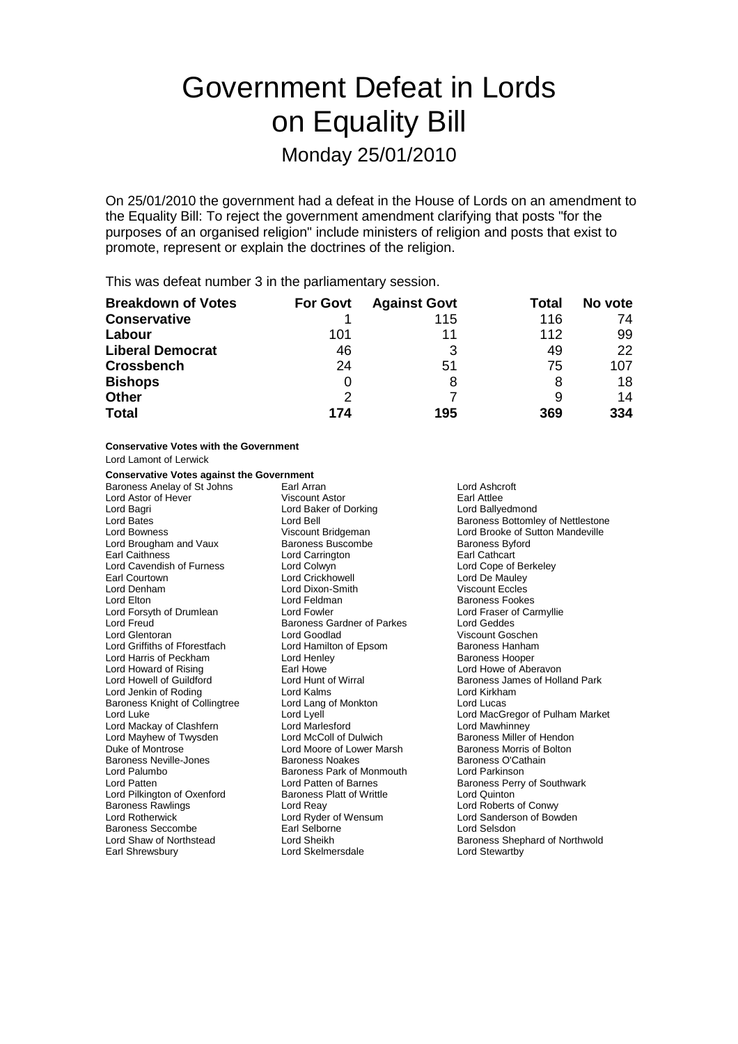# Government Defeat in Lords on Equality Bill

## Monday 25/01/2010

On 25/01/2010 the government had a defeat in the House of Lords on an amendment to the Equality Bill: To reject the government amendment clarifying that posts "for the purposes of an organised religion" include ministers of religion and posts that exist to promote, represent or explain the doctrines of the religion.

This was defeat number 3 in the parliamentary session.

| Breakdown of Votes | For Govt | Against Govt | Total | No vote |
|---|---|---|---|---|
| **Conservative** | 1 | 115 | 116 | 74 |
| **Labour** | 101 | 11 | 112 | 99 |
| **Liberal Democrat** | 46 | 3 | 49 | 22 |
| **Crossbench** | 24 | 51 | 75 | 107 |
| **Bishops** | 0 | 8 | 8 | 18 |
| **Other** | 2 | 7 | 9 | 14 |
| **Total** | **174** | **195** | **369** | **334** |

**Conservative Votes with the Government**

Lord Lamont of Lerwick

**Conservative Votes against the Government**

Baroness Anelay of St Johns
Earl Arran
Lord Ashcroft
Lord Astor of Hever
Viscount Astor
Earl Attlee
Lord Bagri
Lord Baker of Dorking
Lord Ballyedmond
Lord Bates
Lord Bell
Baroness Bottomley of Nettlestone
Lord Bowness
Viscount Bridgeman
Lord Brooke of Sutton Mandeville
Lord Brougham and Vaux
Baroness Buscombe
Baroness Byford
Earl Caithness
Lord Carrington
Earl Cathcart
Lord Cavendish of Furness
Lord Colwyn
Lord Cope of Berkeley
Earl Courtown
Lord Crickhowell
Lord De Mauley
Lord Denham
Lord Dixon-Smith
Viscount Eccles
Lord Elton
Lord Feldman
Baroness Fookes
Lord Forsyth of Drumlean
Lord Fowler
Lord Fraser of Carmyllie
Lord Freud
Baroness Gardner of Parkes
Lord Geddes
Lord Glentoran
Lord Goodlad
Viscount Goschen
Lord Griffiths of Fforestfach
Lord Hamilton of Epsom
Baroness Hanham
Lord Harris of Peckham
Lord Henley
Baroness Hooper
Lord Howard of Rising
Earl Howe
Lord Howe of Aberavon
Lord Howell of Guildford
Lord Hunt of Wirral
Baroness James of Holland Park
Lord Jenkin of Roding
Lord Kalms
Lord Kirkham
Baroness Knight of Collingtree
Lord Lang of Monkton
Lord Lucas
Lord Luke
Lord Lyell
Lord MacGregor of Pulham Market
Lord Mackay of Clashfern
Lord Marlesford
Lord Mawhinney
Lord Mayhew of Twysden
Lord McColl of Dulwich
Baroness Miller of Hendon
Duke of Montrose
Lord Moore of Lower Marsh
Baroness Morris of Bolton
Baroness Neville-Jones
Baroness Noakes
Baroness O'Cathain
Lord Palumbo
Baroness Park of Monmouth
Lord Parkinson
Lord Patten
Lord Patten of Barnes
Baroness Perry of Southwark
Lord Pilkington of Oxenford
Baroness Platt of Writtle
Lord Quinton
Baroness Rawlings
Lord Reay
Lord Roberts of Conwy
Lord Rotherwick
Lord Ryder of Wensum
Lord Sanderson of Bowden
Baroness Seccombe
Earl Selborne
Lord Selsdon
Lord Shaw of Northstead
Lord Sheikh
Baroness Shephard of Northwold
Earl Shrewsbury
Lord Skelmersdale
Lord Stewartby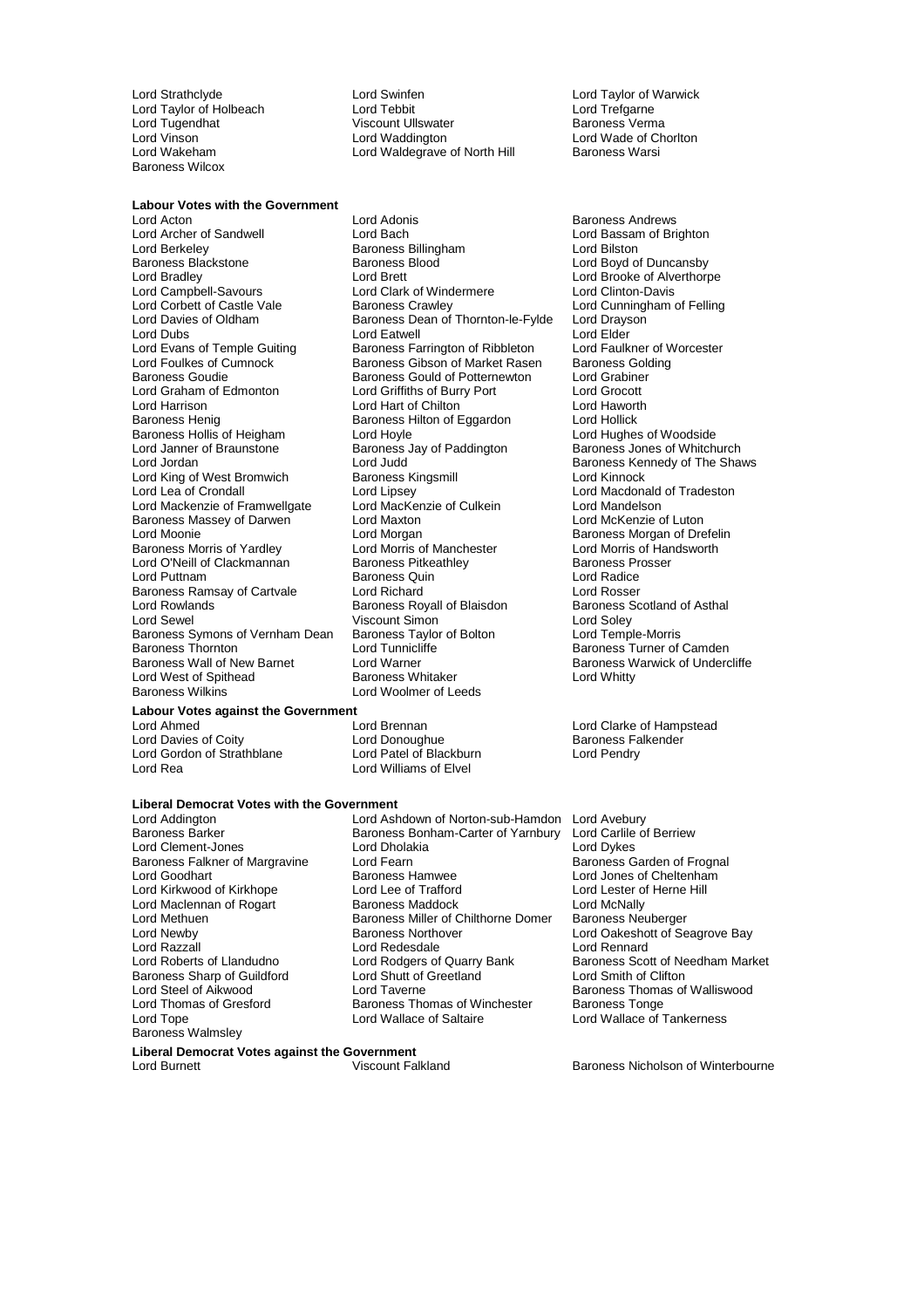Lord Strathclyde
Lord Swinfen
Lord Taylor of Warwick
Lord Taylor of Holbeach
Lord Tebbit
Lord Trefgarne
Lord Tugendhat
Viscount Ullswater
Baroness Verma
Lord Vinson
Lord Waddington
Lord Wade of Chorlton
Lord Wakeham
Lord Waldegrave of North Hill
Baroness Warsi
Baroness Wilcox

**Labour Votes with the Government**

Lord Acton
Lord Adonis
Baroness Andrews
Lord Archer of Sandwell
Lord Bach
Lord Bassam of Brighton
Lord Berkeley
Baroness Billingham
Lord Bilston
Baroness Blackstone
Baroness Blood
Lord Boyd of Duncansby
Lord Bradley
Lord Brett
Lord Brooke of Alverthorpe
Lord Campbell-Savours
Lord Clark of Windermere
Lord Clinton-Davis
Lord Corbett of Castle Vale
Baroness Crawley
Lord Cunningham of Felling
Lord Davies of Oldham
Baroness Dean of Thornton-le-Fylde
Lord Drayson
Lord Dubs
Lord Eatwell
Lord Elder
Lord Evans of Temple Guiting
Baroness Farrington of Ribbleton
Lord Faulkner of Worcester
Lord Foulkes of Cumnock
Baroness Gibson of Market Rasen
Baroness Golding
Baroness Goudie
Baroness Gould of Potternewton
Lord Grabiner
Lord Graham of Edmonton
Lord Griffiths of Burry Port
Lord Grocott
Lord Harrison
Lord Hart of Chilton
Lord Haworth
Baroness Henig
Baroness Hilton of Eggardon
Lord Hollick
Baroness Hollis of Heigham
Lord Hoyle
Lord Hughes of Woodside
Lord Janner of Braunstone
Baroness Jay of Paddington
Baroness Jones of Whitchurch
Lord Jordan
Lord Judd
Baroness Kennedy of The Shaws
Lord King of West Bromwich
Baroness Kingsmill
Lord Kinnock
Lord Lea of Crondall
Lord Lipsey
Lord Macdonald of Tradeston
Lord Mackenzie of Framwellgate
Lord MacKenzie of Culkein
Lord Mandelson
Baroness Massey of Darwen
Lord Maxton
Lord McKenzie of Luton
Lord Moonie
Lord Morgan
Baroness Morgan of Drefelin
Baroness Morris of Yardley
Lord Morris of Manchester
Lord Morris of Handsworth
Lord O'Neill of Clackmannan
Baroness Pitkeathley
Baroness Prosser
Lord Puttnam
Baroness Quin
Lord Radice
Baroness Ramsay of Cartvale
Lord Richard
Lord Rosser
Lord Rowlands
Baroness Royall of Blaisdon
Baroness Scotland of Asthal
Lord Sewel
Viscount Simon
Lord Soley
Baroness Symons of Vernham Dean
Baroness Taylor of Bolton
Lord Temple-Morris
Baroness Thornton
Lord Tunnicliffe
Baroness Turner of Camden
Baroness Wall of New Barnet
Lord Warner
Baroness Warwick of Undercliffe
Lord West of Spithead
Baroness Whitaker
Lord Whitty
Baroness Wilkins
Lord Woolmer of Leeds

**Labour Votes against the Government**

Lord Ahmed
Lord Brennan
Lord Clarke of Hampstead
Lord Davies of Coity
Lord Donoughue
Baroness Falkender
Lord Gordon of Strathblane
Lord Patel of Blackburn
Lord Pendry
Lord Rea
Lord Williams of Elvel

**Liberal Democrat Votes with the Government**

Lord Addington
Lord Ashdown of Norton-sub-Hamdon
Lord Avebury
Baroness Barker
Baroness Bonham-Carter of Yarnbury
Lord Carlile of Berriew
Lord Clement-Jones
Lord Dholakia
Lord Dykes
Baroness Falkner of Margravine
Lord Fearn
Baroness Garden of Frognal
Lord Goodhart
Baroness Hamwee
Lord Jones of Cheltenham
Lord Kirkwood of Kirkhope
Lord Lee of Trafford
Lord Lester of Herne Hill
Lord Maclennan of Rogart
Baroness Maddock
Lord McNally
Lord Methuen
Baroness Miller of Chilthorne Domer
Baroness Neuberger
Lord Newby
Baroness Northover
Lord Oakeshott of Seagrove Bay
Lord Razzall
Lord Redesdale
Lord Rennard
Lord Roberts of Llandudno
Lord Rodgers of Quarry Bank
Baroness Scott of Needham Market
Baroness Sharp of Guildford
Lord Shutt of Greetland
Lord Smith of Clifton
Lord Steel of Aikwood
Lord Taverne
Baroness Thomas of Walliswood
Lord Thomas of Gresford
Baroness Thomas of Winchester
Baroness Tonge
Lord Tope
Lord Wallace of Saltaire
Lord Wallace of Tankerness
Baroness Walmsley

**Liberal Democrat Votes against the Government**

Lord Burnett
Viscount Falkland
Baroness Nicholson of Winterbourne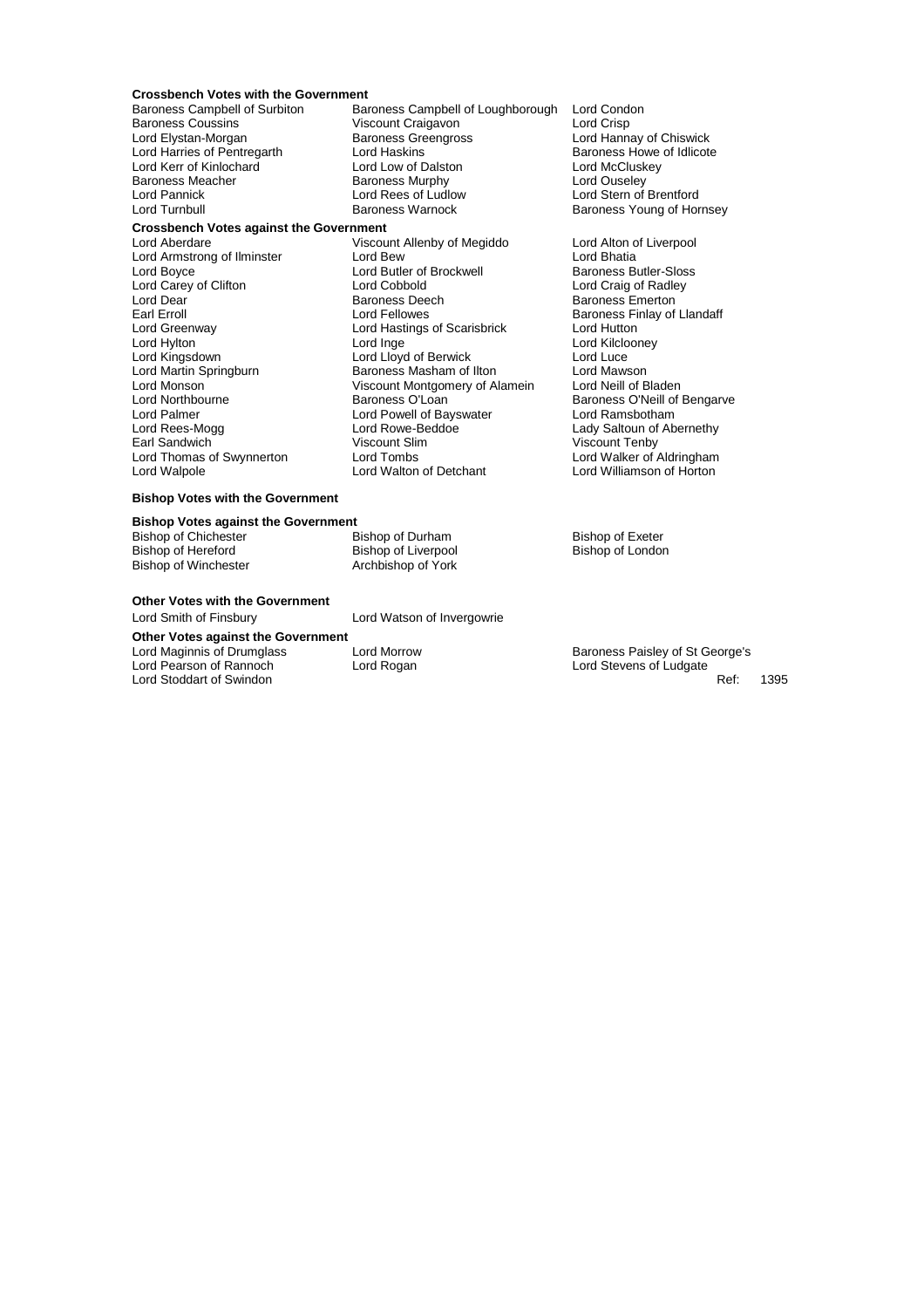**Crossbench Votes with the Government**

Baroness Campbell of Surbiton, Baroness Campbell of Loughborough, Lord Condon, Baroness Coussins, Viscount Craigavon, Lord Crisp, Lord Elystan-Morgan, Baroness Greengross, Lord Hannay of Chiswick, Lord Harries of Pentregarth, Lord Haskins, Baroness Howe of Idlicote, Lord Kerr of Kinlochard, Lord Low of Dalston, Lord McCluskey, Baroness Meacher, Baroness Murphy, Lord Ouseley, Lord Pannick, Lord Rees of Ludlow, Lord Stern of Brentford, Lord Turnbull, Baroness Warnock, Baroness Young of Hornsey

**Crossbench Votes against the Government**

Lord Aberdare, Viscount Allenby of Megiddo, Lord Alton of Liverpool, Lord Armstrong of Ilminster, Lord Bew, Lord Bhatia, Lord Boyce, Lord Butler of Brockwell, Baroness Butler-Sloss, Lord Carey of Clifton, Lord Cobbold, Lord Craig of Radley, Lord Dear, Baroness Deech, Baroness Emerton, Earl Erroll, Lord Fellowes, Baroness Finlay of Llandaff, Lord Greenway, Lord Hastings of Scarisbrick, Lord Hutton, Lord Hylton, Lord Inge, Lord Kilclooney, Lord Kingsdown, Lord Lloyd of Berwick, Lord Luce, Lord Martin Springburn, Baroness Masham of Ilton, Lord Mawson, Lord Monson, Viscount Montgomery of Alamein, Lord Neill of Bladen, Lord Northbourne, Baroness O'Loan, Baroness O'Neill of Bengarve, Lord Palmer, Lord Powell of Bayswater, Lord Ramsbotham, Lord Rees-Mogg, Lord Rowe-Beddoe, Lady Saltoun of Abernethy, Earl Sandwich, Viscount Slim, Viscount Tenby, Lord Thomas of Swynnerton, Lord Tombs, Lord Walker of Aldringham, Lord Walpole, Lord Walton of Detchant, Lord Williamson of Horton

**Bishop Votes with the Government**

**Bishop Votes against the Government**

Bishop of Chichester, Bishop of Durham, Bishop of Exeter, Bishop of Hereford, Bishop of Liverpool, Bishop of London, Bishop of Winchester, Archbishop of York

**Other Votes with the Government**

Lord Smith of Finsbury, Lord Watson of Invergowrie

**Other Votes against the Government**

Lord Maginnis of Drumglass, Lord Morrow, Baroness Paisley of St George's, Lord Pearson of Rannoch, Lord Rogan, Lord Stevens of Ludgate, Lord Stoddart of Swindon

Ref: 1395